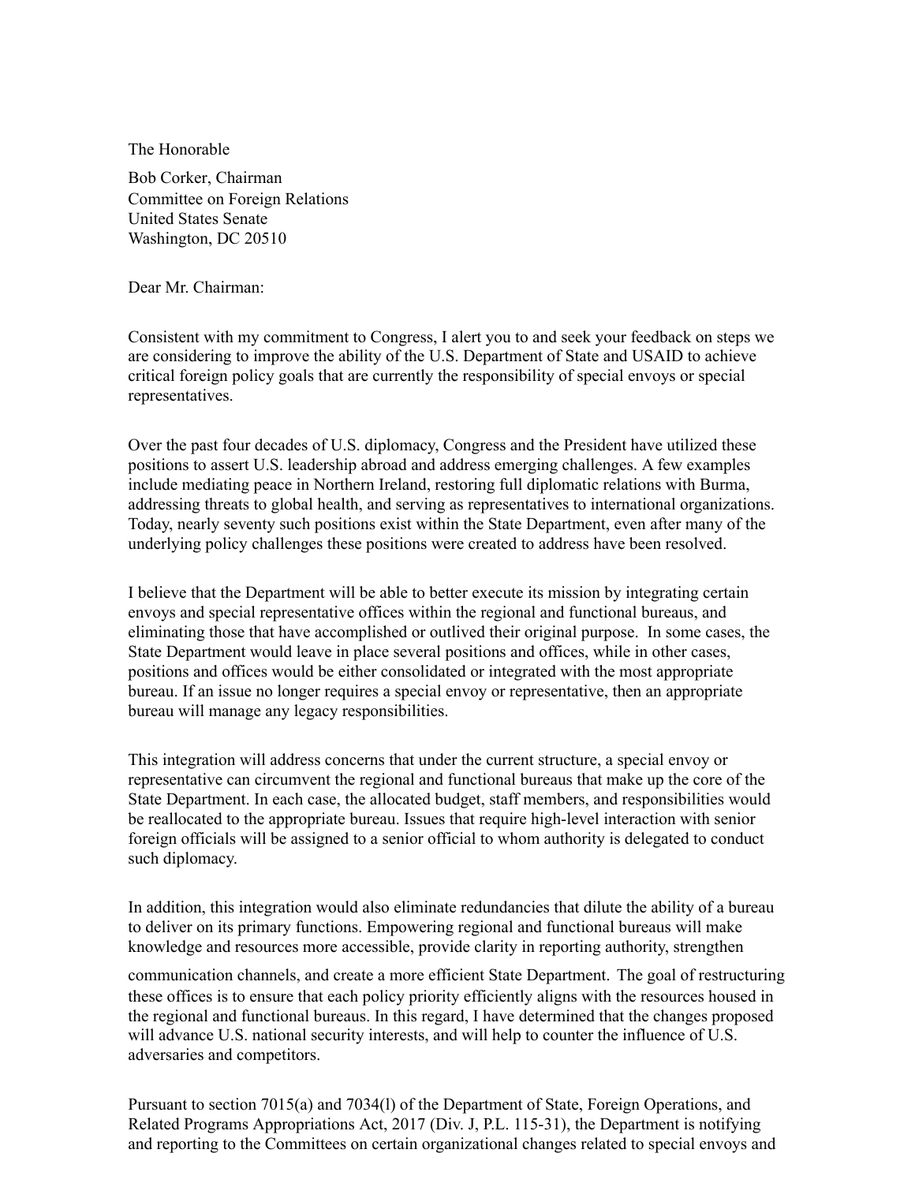The Honorable

Bob Corker, Chairman
Committee on Foreign Relations
United States Senate
Washington, DC 20510

Dear Mr. Chairman:

Consistent with my commitment to Congress, I alert you to and seek your feedback on steps we are considering to improve the ability of the U.S. Department of State and USAID to achieve critical foreign policy goals that are currently the responsibility of special envoys or special representatives.

Over the past four decades of U.S. diplomacy, Congress and the President have utilized these positions to assert U.S. leadership abroad and address emerging challenges. A few examples include mediating peace in Northern Ireland, restoring full diplomatic relations with Burma, addressing threats to global health, and serving as representatives to international organizations. Today, nearly seventy such positions exist within the State Department, even after many of the underlying policy challenges these positions were created to address have been resolved.

I believe that the Department will be able to better execute its mission by integrating certain envoys and special representative offices within the regional and functional bureaus, and eliminating those that have accomplished or outlived their original purpose. In some cases, the State Department would leave in place several positions and offices, while in other cases, positions and offices would be either consolidated or integrated with the most appropriate bureau. If an issue no longer requires a special envoy or representative, then an appropriate bureau will manage any legacy responsibilities.

This integration will address concerns that under the current structure, a special envoy or representative can circumvent the regional and functional bureaus that make up the core of the State Department. In each case, the allocated budget, staff members, and responsibilities would be reallocated to the appropriate bureau. Issues that require high-level interaction with senior foreign officials will be assigned to a senior official to whom authority is delegated to conduct such diplomacy.

In addition, this integration would also eliminate redundancies that dilute the ability of a bureau to deliver on its primary functions. Empowering regional and functional bureaus will make knowledge and resources more accessible, provide clarity in reporting authority, strengthen communication channels, and create a more efficient State Department. The goal of restructuring these offices is to ensure that each policy priority efficiently aligns with the resources housed in the regional and functional bureaus. In this regard, I have determined that the changes proposed will advance U.S. national security interests, and will help to counter the influence of U.S. adversaries and competitors.

Pursuant to section 7015(a) and 7034(l) of the Department of State, Foreign Operations, and Related Programs Appropriations Act, 2017 (Div. J, P.L. 115-31), the Department is notifying and reporting to the Committees on certain organizational changes related to special envoys and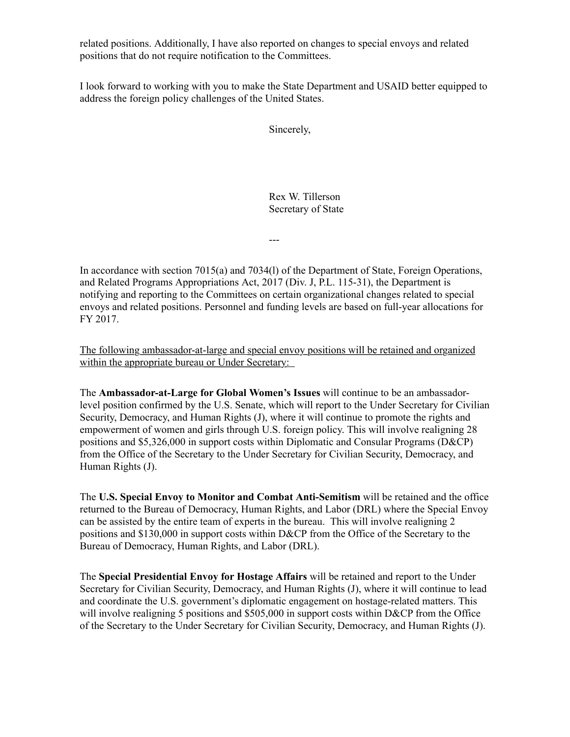related positions. Additionally, I have also reported on changes to special envoys and related positions that do not require notification to the Committees.

I look forward to working with you to make the State Department and USAID better equipped to address the foreign policy challenges of the United States.

Sincerely,

Rex W. Tillerson
Secretary of State

---

In accordance with section 7015(a) and 7034(l) of the Department of State, Foreign Operations, and Related Programs Appropriations Act, 2017 (Div. J, P.L. 115-31), the Department is notifying and reporting to the Committees on certain organizational changes related to special envoys and related positions. Personnel and funding levels are based on full-year allocations for FY 2017.

<u>The following ambassador-at-large and special envoy positions will be retained and organized within the appropriate bureau or Under Secretary:</u>

The **Ambassador-at-Large for Global Women's Issues** will continue to be an ambassador-level position confirmed by the U.S. Senate, which will report to the Under Secretary for Civilian Security, Democracy, and Human Rights (J), where it will continue to promote the rights and empowerment of women and girls through U.S. foreign policy. This will involve realigning 28 positions and $5,326,000 in support costs within Diplomatic and Consular Programs (D&CP) from the Office of the Secretary to the Under Secretary for Civilian Security, Democracy, and Human Rights (J).

The **U.S. Special Envoy to Monitor and Combat Anti-Semitism** will be retained and the office returned to the Bureau of Democracy, Human Rights, and Labor (DRL) where the Special Envoy can be assisted by the entire team of experts in the bureau. This will involve realigning 2 positions and $130,000 in support costs within D&CP from the Office of the Secretary to the Bureau of Democracy, Human Rights, and Labor (DRL).

The **Special Presidential Envoy for Hostage Affairs** will be retained and report to the Under Secretary for Civilian Security, Democracy, and Human Rights (J), where it will continue to lead and coordinate the U.S. government's diplomatic engagement on hostage-related matters. This will involve realigning 5 positions and $505,000 in support costs within D&CP from the Office of the Secretary to the Under Secretary for Civilian Security, Democracy, and Human Rights (J).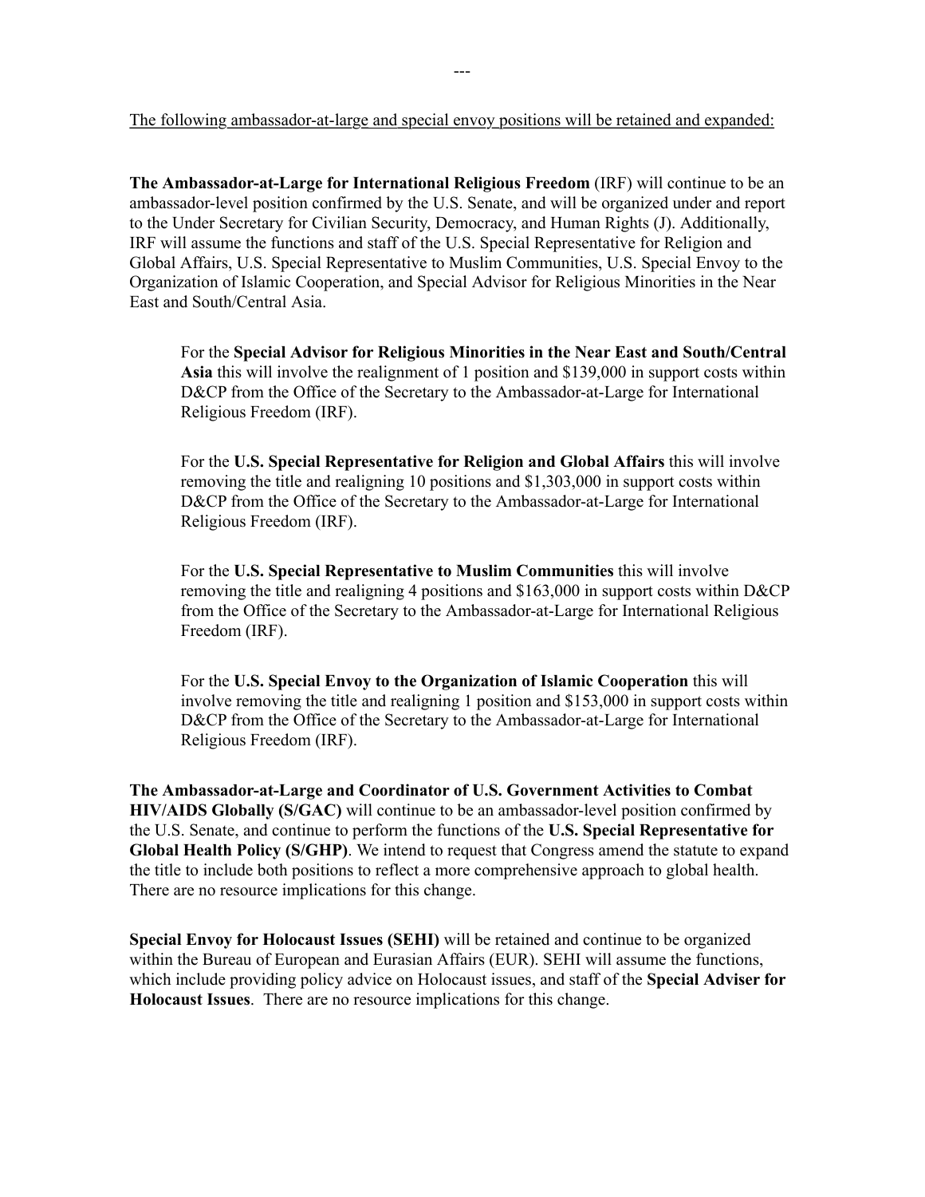---

<u>The following ambassador-at-large and special envoy positions will be retained and expanded:</u>

**The Ambassador-at-Large for International Religious Freedom** (IRF) will continue to be an ambassador-level position confirmed by the U.S. Senate, and will be organized under and report to the Under Secretary for Civilian Security, Democracy, and Human Rights (J). Additionally, IRF will assume the functions and staff of the U.S. Special Representative for Religion and Global Affairs, U.S. Special Representative to Muslim Communities, U.S. Special Envoy to the Organization of Islamic Cooperation, and Special Advisor for Religious Minorities in the Near East and South/Central Asia.

> For the **Special Advisor for Religious Minorities in the Near East and South/Central Asia** this will involve the realignment of 1 position and $139,000 in support costs within D&CP from the Office of the Secretary to the Ambassador-at-Large for International Religious Freedom (IRF).
>
> For the **U.S. Special Representative for Religion and Global Affairs** this will involve removing the title and realigning 10 positions and $1,303,000 in support costs within D&CP from the Office of the Secretary to the Ambassador-at-Large for International Religious Freedom (IRF).
>
> For the **U.S. Special Representative to Muslim Communities** this will involve removing the title and realigning 4 positions and $163,000 in support costs within D&CP from the Office of the Secretary to the Ambassador-at-Large for International Religious Freedom (IRF).
>
> For the **U.S. Special Envoy to the Organization of Islamic Cooperation** this will involve removing the title and realigning 1 position and $153,000 in support costs within D&CP from the Office of the Secretary to the Ambassador-at-Large for International Religious Freedom (IRF).

**The Ambassador-at-Large and Coordinator of U.S. Government Activities to Combat HIV/AIDS Globally (S/GAC)** will continue to be an ambassador-level position confirmed by the U.S. Senate, and continue to perform the functions of the **U.S. Special Representative for Global Health Policy (S/GHP)**. We intend to request that Congress amend the statute to expand the title to include both positions to reflect a more comprehensive approach to global health. There are no resource implications for this change.

**Special Envoy for Holocaust Issues (SEHI)** will be retained and continue to be organized within the Bureau of European and Eurasian Affairs (EUR). SEHI will assume the functions, which include providing policy advice on Holocaust issues, and staff of the **Special Adviser for Holocaust Issues**. There are no resource implications for this change.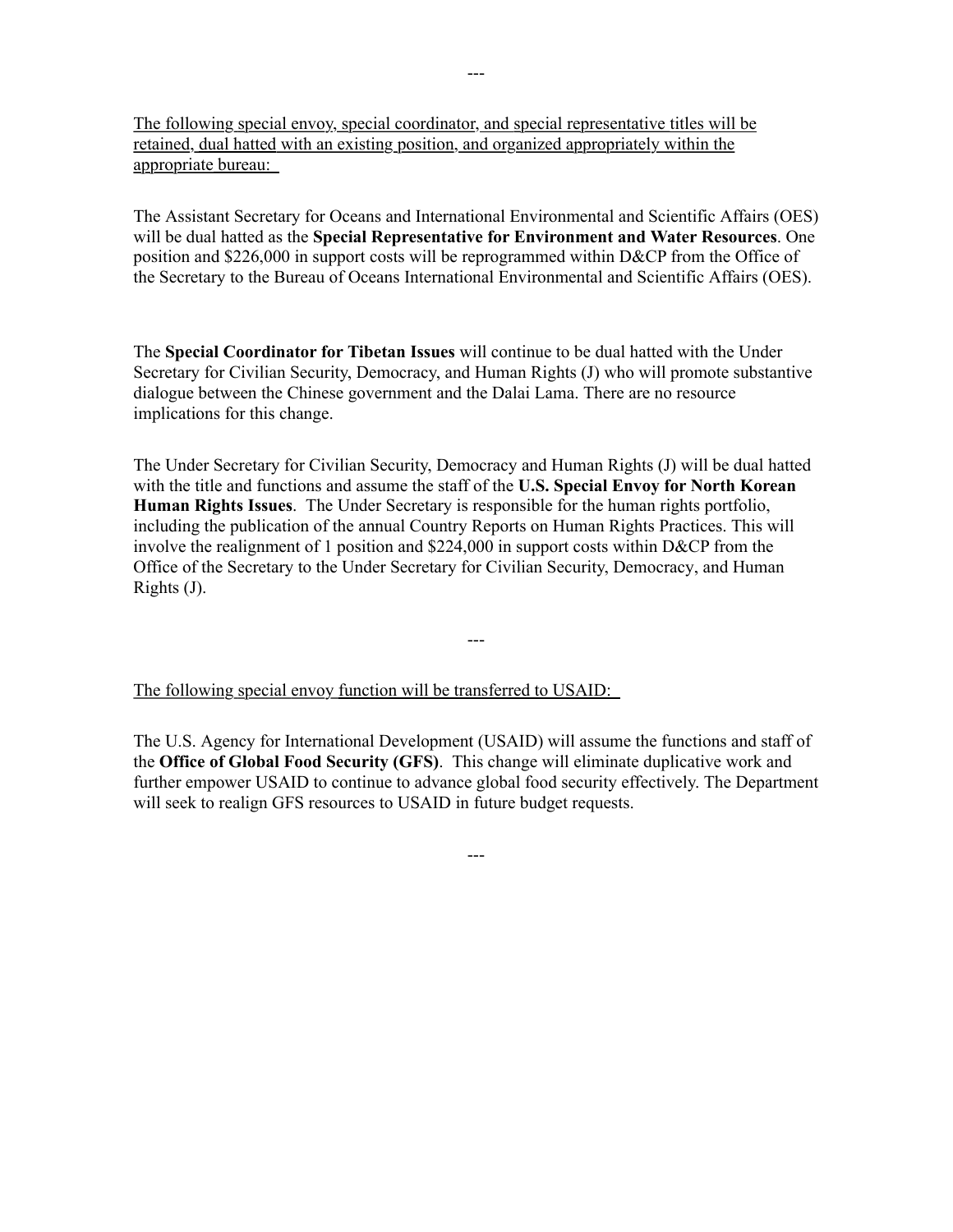---

<u>The following special envoy, special coordinator, and special representative titles will be retained, dual hatted with an existing position, and organized appropriately within the appropriate bureau:</u>

The Assistant Secretary for Oceans and International Environmental and Scientific Affairs (OES) will be dual hatted as the **Special Representative for Environment and Water Resources**. One position and $226,000 in support costs will be reprogrammed within D&CP from the Office of the Secretary to the Bureau of Oceans International Environmental and Scientific Affairs (OES).

The **Special Coordinator for Tibetan Issues** will continue to be dual hatted with the Under Secretary for Civilian Security, Democracy, and Human Rights (J) who will promote substantive dialogue between the Chinese government and the Dalai Lama. There are no resource implications for this change.

The Under Secretary for Civilian Security, Democracy and Human Rights (J) will be dual hatted with the title and functions and assume the staff of the **U.S. Special Envoy for North Korean Human Rights Issues**. The Under Secretary is responsible for the human rights portfolio, including the publication of the annual Country Reports on Human Rights Practices. This will involve the realignment of 1 position and $224,000 in support costs within D&CP from the Office of the Secretary to the Under Secretary for Civilian Security, Democracy, and Human Rights (J).

---

<u>The following special envoy function will be transferred to USAID:</u>

The U.S. Agency for International Development (USAID) will assume the functions and staff of the **Office of Global Food Security (GFS)**. This change will eliminate duplicative work and further empower USAID to continue to advance global food security effectively. The Department will seek to realign GFS resources to USAID in future budget requests.

---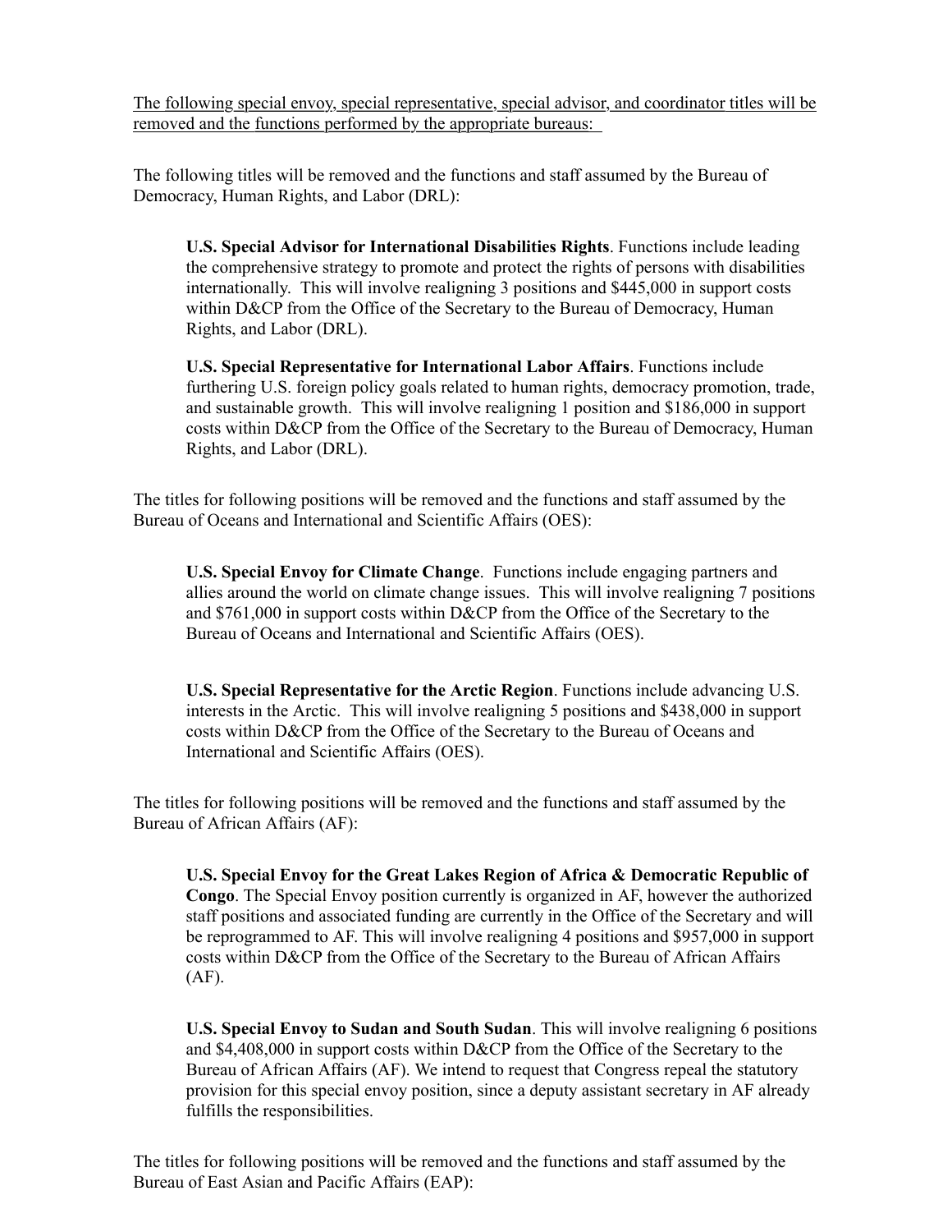<u>The following special envoy, special representative, special advisor, and coordinator titles will be removed and the functions performed by the appropriate bureaus:</u>

The following titles will be removed and the functions and staff assumed by the Bureau of Democracy, Human Rights, and Labor (DRL):

> **U.S. Special Advisor for International Disabilities Rights**. Functions include leading the comprehensive strategy to promote and protect the rights of persons with disabilities internationally. This will involve realigning 3 positions and $445,000 in support costs within D&CP from the Office of the Secretary to the Bureau of Democracy, Human Rights, and Labor (DRL).
>
> **U.S. Special Representative for International Labor Affairs**. Functions include furthering U.S. foreign policy goals related to human rights, democracy promotion, trade, and sustainable growth. This will involve realigning 1 position and $186,000 in support costs within D&CP from the Office of the Secretary to the Bureau of Democracy, Human Rights, and Labor (DRL).

The titles for following positions will be removed and the functions and staff assumed by the Bureau of Oceans and International and Scientific Affairs (OES):

> **U.S. Special Envoy for Climate Change**. Functions include engaging partners and allies around the world on climate change issues. This will involve realigning 7 positions and $761,000 in support costs within D&CP from the Office of the Secretary to the Bureau of Oceans and International and Scientific Affairs (OES).
>
> **U.S. Special Representative for the Arctic Region**. Functions include advancing U.S. interests in the Arctic. This will involve realigning 5 positions and $438,000 in support costs within D&CP from the Office of the Secretary to the Bureau of Oceans and International and Scientific Affairs (OES).

The titles for following positions will be removed and the functions and staff assumed by the Bureau of African Affairs (AF):

> **U.S. Special Envoy for the Great Lakes Region of Africa & Democratic Republic of Congo**. The Special Envoy position currently is organized in AF, however the authorized staff positions and associated funding are currently in the Office of the Secretary and will be reprogrammed to AF. This will involve realigning 4 positions and $957,000 in support costs within D&CP from the Office of the Secretary to the Bureau of African Affairs (AF).
>
> **U.S. Special Envoy to Sudan and South Sudan**. This will involve realigning 6 positions and $4,408,000 in support costs within D&CP from the Office of the Secretary to the Bureau of African Affairs (AF). We intend to request that Congress repeal the statutory provision for this special envoy position, since a deputy assistant secretary in AF already fulfills the responsibilities.

The titles for following positions will be removed and the functions and staff assumed by the Bureau of East Asian and Pacific Affairs (EAP):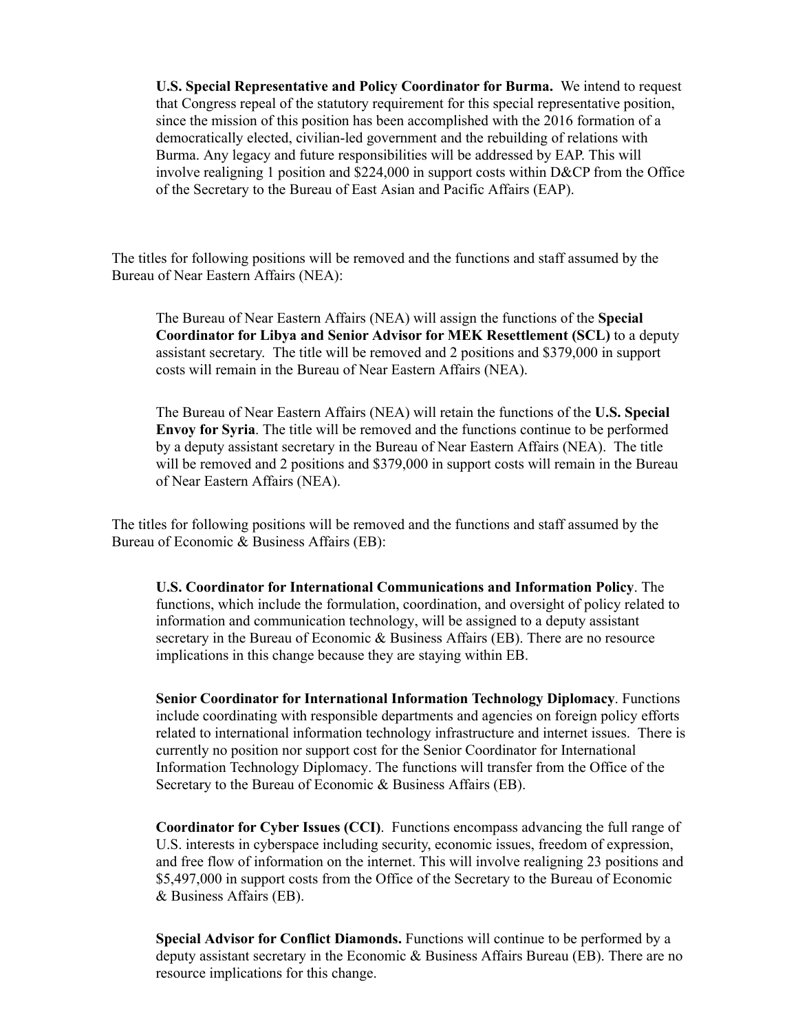**U.S. Special Representative and Policy Coordinator for Burma.** We intend to request that Congress repeal of the statutory requirement for this special representative position, since the mission of this position has been accomplished with the 2016 formation of a democratically elected, civilian-led government and the rebuilding of relations with Burma. Any legacy and future responsibilities will be addressed by EAP. This will involve realigning 1 position and $224,000 in support costs within D&CP from the Office of the Secretary to the Bureau of East Asian and Pacific Affairs (EAP).

The titles for following positions will be removed and the functions and staff assumed by the Bureau of Near Eastern Affairs (NEA):

The Bureau of Near Eastern Affairs (NEA) will assign the functions of the **Special Coordinator for Libya and Senior Advisor for MEK Resettlement (SCL)** to a deputy assistant secretary. The title will be removed and 2 positions and $379,000 in support costs will remain in the Bureau of Near Eastern Affairs (NEA).

The Bureau of Near Eastern Affairs (NEA) will retain the functions of the **U.S. Special Envoy for Syria**. The title will be removed and the functions continue to be performed by a deputy assistant secretary in the Bureau of Near Eastern Affairs (NEA). The title will be removed and 2 positions and $379,000 in support costs will remain in the Bureau of Near Eastern Affairs (NEA).

The titles for following positions will be removed and the functions and staff assumed by the Bureau of Economic & Business Affairs (EB):

**U.S. Coordinator for International Communications and Information Policy**. The functions, which include the formulation, coordination, and oversight of policy related to information and communication technology, will be assigned to a deputy assistant secretary in the Bureau of Economic & Business Affairs (EB). There are no resource implications in this change because they are staying within EB.

**Senior Coordinator for International Information Technology Diplomacy**. Functions include coordinating with responsible departments and agencies on foreign policy efforts related to international information technology infrastructure and internet issues. There is currently no position nor support cost for the Senior Coordinator for International Information Technology Diplomacy. The functions will transfer from the Office of the Secretary to the Bureau of Economic & Business Affairs (EB).

**Coordinator for Cyber Issues (CCI)**. Functions encompass advancing the full range of U.S. interests in cyberspace including security, economic issues, freedom of expression, and free flow of information on the internet. This will involve realigning 23 positions and $5,497,000 in support costs from the Office of the Secretary to the Bureau of Economic & Business Affairs (EB).

**Special Advisor for Conflict Diamonds.** Functions will continue to be performed by a deputy assistant secretary in the Economic & Business Affairs Bureau (EB). There are no resource implications for this change.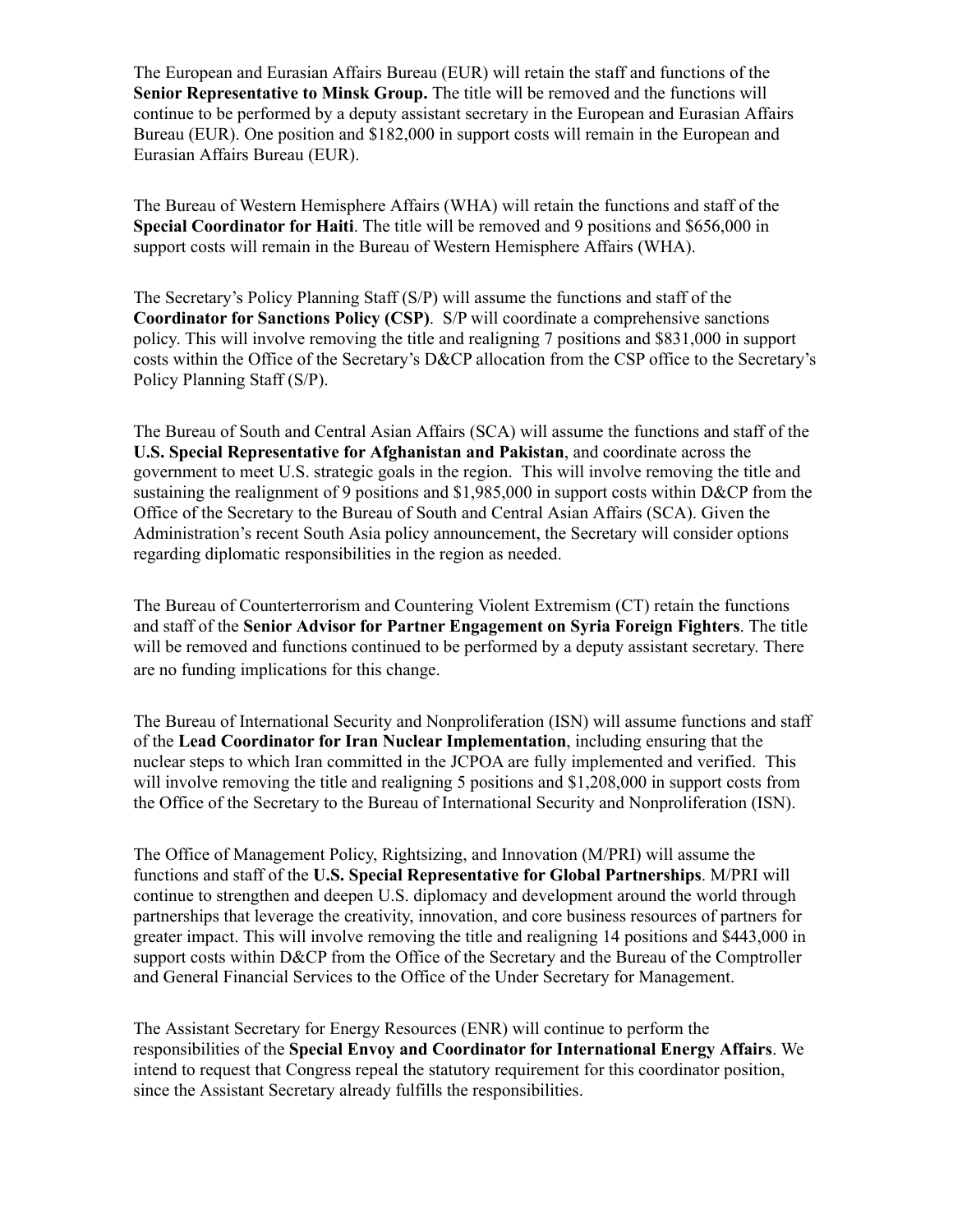The European and Eurasian Affairs Bureau (EUR) will retain the staff and functions of the **Senior Representative to Minsk Group.** The title will be removed and the functions will continue to be performed by a deputy assistant secretary in the European and Eurasian Affairs Bureau (EUR). One position and $182,000 in support costs will remain in the European and Eurasian Affairs Bureau (EUR).

The Bureau of Western Hemisphere Affairs (WHA) will retain the functions and staff of the **Special Coordinator for Haiti**. The title will be removed and 9 positions and $656,000 in support costs will remain in the Bureau of Western Hemisphere Affairs (WHA).

The Secretary's Policy Planning Staff (S/P) will assume the functions and staff of the **Coordinator for Sanctions Policy (CSP)**. S/P will coordinate a comprehensive sanctions policy. This will involve removing the title and realigning 7 positions and $831,000 in support costs within the Office of the Secretary's D&CP allocation from the CSP office to the Secretary's Policy Planning Staff (S/P).

The Bureau of South and Central Asian Affairs (SCA) will assume the functions and staff of the **U.S. Special Representative for Afghanistan and Pakistan**, and coordinate across the government to meet U.S. strategic goals in the region. This will involve removing the title and sustaining the realignment of 9 positions and $1,985,000 in support costs within D&CP from the Office of the Secretary to the Bureau of South and Central Asian Affairs (SCA). Given the Administration's recent South Asia policy announcement, the Secretary will consider options regarding diplomatic responsibilities in the region as needed.

The Bureau of Counterterrorism and Countering Violent Extremism (CT) retain the functions and staff of the **Senior Advisor for Partner Engagement on Syria Foreign Fighters**. The title will be removed and functions continued to be performed by a deputy assistant secretary. There are no funding implications for this change.

The Bureau of International Security and Nonproliferation (ISN) will assume functions and staff of the **Lead Coordinator for Iran Nuclear Implementation**, including ensuring that the nuclear steps to which Iran committed in the JCPOA are fully implemented and verified. This will involve removing the title and realigning 5 positions and $1,208,000 in support costs from the Office of the Secretary to the Bureau of International Security and Nonproliferation (ISN).

The Office of Management Policy, Rightsizing, and Innovation (M/PRI) will assume the functions and staff of the **U.S. Special Representative for Global Partnerships**. M/PRI will continue to strengthen and deepen U.S. diplomacy and development around the world through partnerships that leverage the creativity, innovation, and core business resources of partners for greater impact. This will involve removing the title and realigning 14 positions and $443,000 in support costs within D&CP from the Office of the Secretary and the Bureau of the Comptroller and General Financial Services to the Office of the Under Secretary for Management.

The Assistant Secretary for Energy Resources (ENR) will continue to perform the responsibilities of the **Special Envoy and Coordinator for International Energy Affairs**. We intend to request that Congress repeal the statutory requirement for this coordinator position, since the Assistant Secretary already fulfills the responsibilities.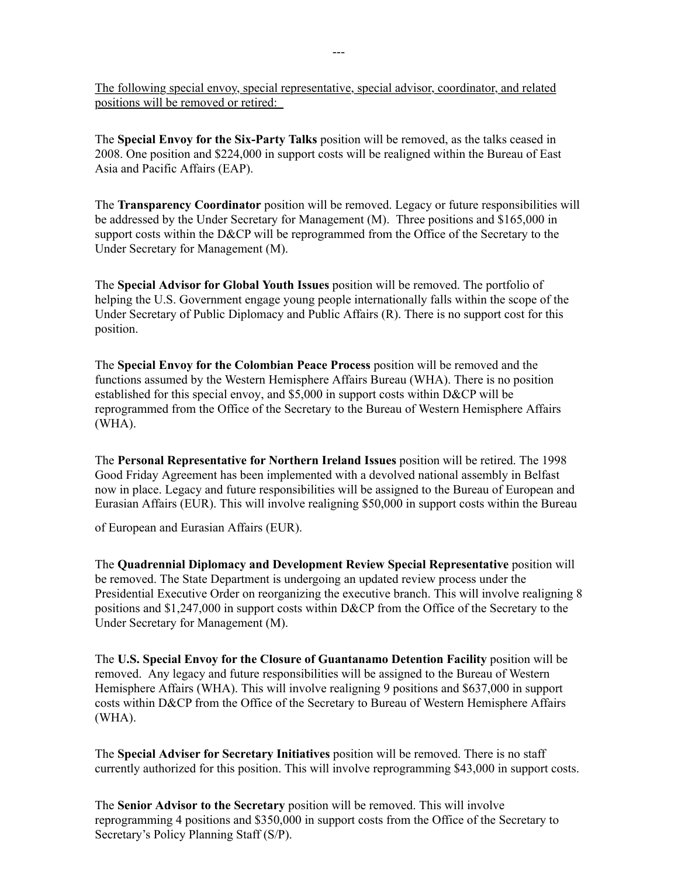---

<u>The following special envoy, special representative, special advisor, coordinator, and related positions will be removed or retired:</u>

The **Special Envoy for the Six-Party Talks** position will be removed, as the talks ceased in 2008. One position and $224,000 in support costs will be realigned within the Bureau of East Asia and Pacific Affairs (EAP).

The **Transparency Coordinator** position will be removed. Legacy or future responsibilities will be addressed by the Under Secretary for Management (M). Three positions and $165,000 in support costs within the D&CP will be reprogrammed from the Office of the Secretary to the Under Secretary for Management (M).

The **Special Advisor for Global Youth Issues** position will be removed. The portfolio of helping the U.S. Government engage young people internationally falls within the scope of the Under Secretary of Public Diplomacy and Public Affairs (R). There is no support cost for this position.

The **Special Envoy for the Colombian Peace Process** position will be removed and the functions assumed by the Western Hemisphere Affairs Bureau (WHA). There is no position established for this special envoy, and $5,000 in support costs within D&CP will be reprogrammed from the Office of the Secretary to the Bureau of Western Hemisphere Affairs (WHA).

The **Personal Representative for Northern Ireland Issues** position will be retired. The 1998 Good Friday Agreement has been implemented with a devolved national assembly in Belfast now in place. Legacy and future responsibilities will be assigned to the Bureau of European and Eurasian Affairs (EUR). This will involve realigning $50,000 in support costs within the Bureau of European and Eurasian Affairs (EUR).

The **Quadrennial Diplomacy and Development Review Special Representative** position will be removed. The State Department is undergoing an updated review process under the Presidential Executive Order on reorganizing the executive branch. This will involve realigning 8 positions and $1,247,000 in support costs within D&CP from the Office of the Secretary to the Under Secretary for Management (M).

The **U.S. Special Envoy for the Closure of Guantanamo Detention Facility** position will be removed. Any legacy and future responsibilities will be assigned to the Bureau of Western Hemisphere Affairs (WHA). This will involve realigning 9 positions and $637,000 in support costs within D&CP from the Office of the Secretary to Bureau of Western Hemisphere Affairs (WHA).

The **Special Adviser for Secretary Initiatives** position will be removed. There is no staff currently authorized for this position. This will involve reprogramming $43,000 in support costs.

The **Senior Advisor to the Secretary** position will be removed. This will involve reprogramming 4 positions and $350,000 in support costs from the Office of the Secretary to Secretary's Policy Planning Staff (S/P).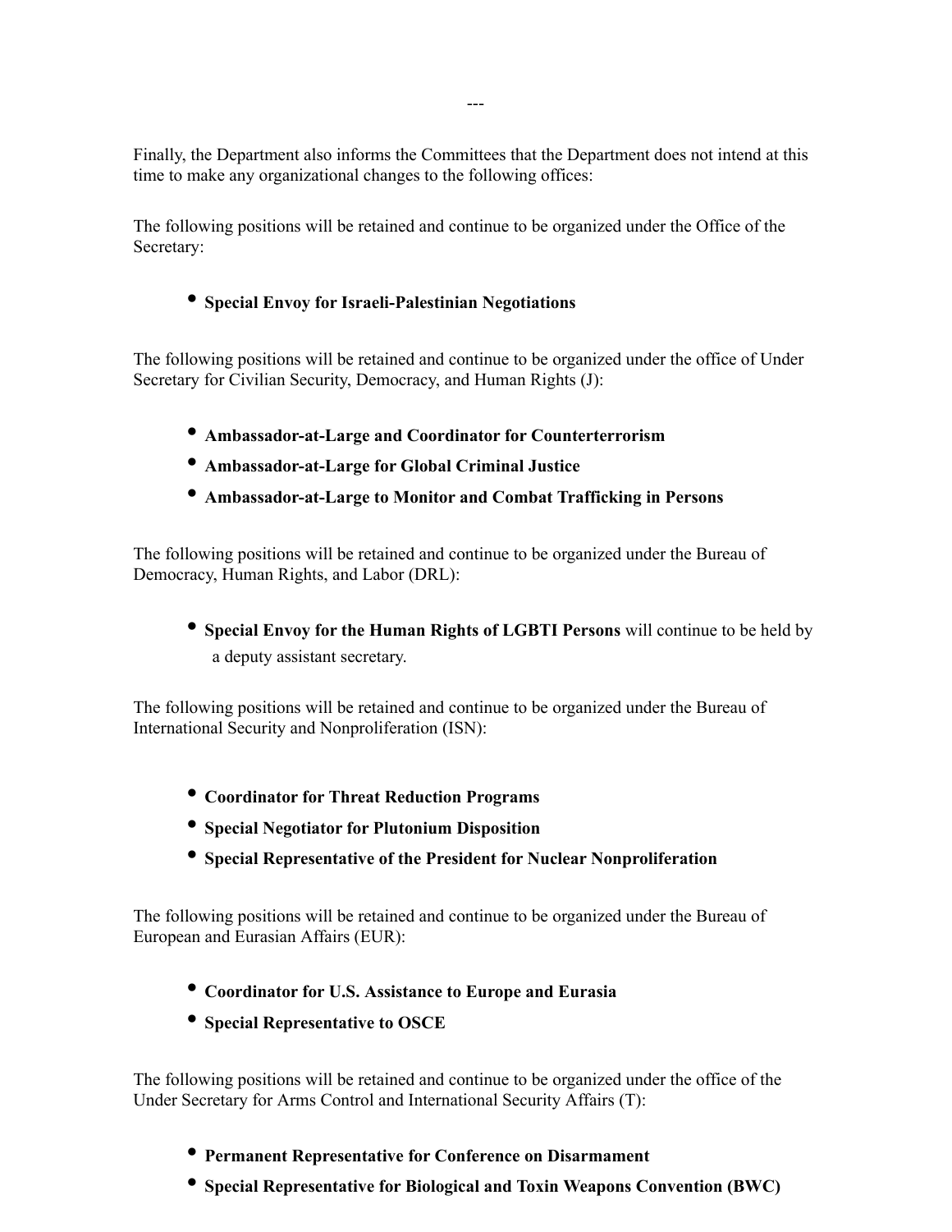---

Finally, the Department also informs the Committees that the Department does not intend at this time to make any organizational changes to the following offices:

The following positions will be retained and continue to be organized under the Office of the Secretary:

- **Special Envoy for Israeli-Palestinian Negotiations**

The following positions will be retained and continue to be organized under the office of Under Secretary for Civilian Security, Democracy, and Human Rights (J):

- **Ambassador-at-Large and Coordinator for Counterterrorism**
- **Ambassador-at-Large for Global Criminal Justice**
- **Ambassador-at-Large to Monitor and Combat Trafficking in Persons**

The following positions will be retained and continue to be organized under the Bureau of Democracy, Human Rights, and Labor (DRL):

- **Special Envoy for the Human Rights of LGBTI Persons** will continue to be held by a deputy assistant secretary.

The following positions will be retained and continue to be organized under the Bureau of International Security and Nonproliferation (ISN):

- **Coordinator for Threat Reduction Programs**
- **Special Negotiator for Plutonium Disposition**
- **Special Representative of the President for Nuclear Nonproliferation**

The following positions will be retained and continue to be organized under the Bureau of European and Eurasian Affairs (EUR):

- **Coordinator for U.S. Assistance to Europe and Eurasia**
- **Special Representative to OSCE**

The following positions will be retained and continue to be organized under the office of the Under Secretary for Arms Control and International Security Affairs (T):

- **Permanent Representative for Conference on Disarmament**
- **Special Representative for Biological and Toxin Weapons Convention (BWC)**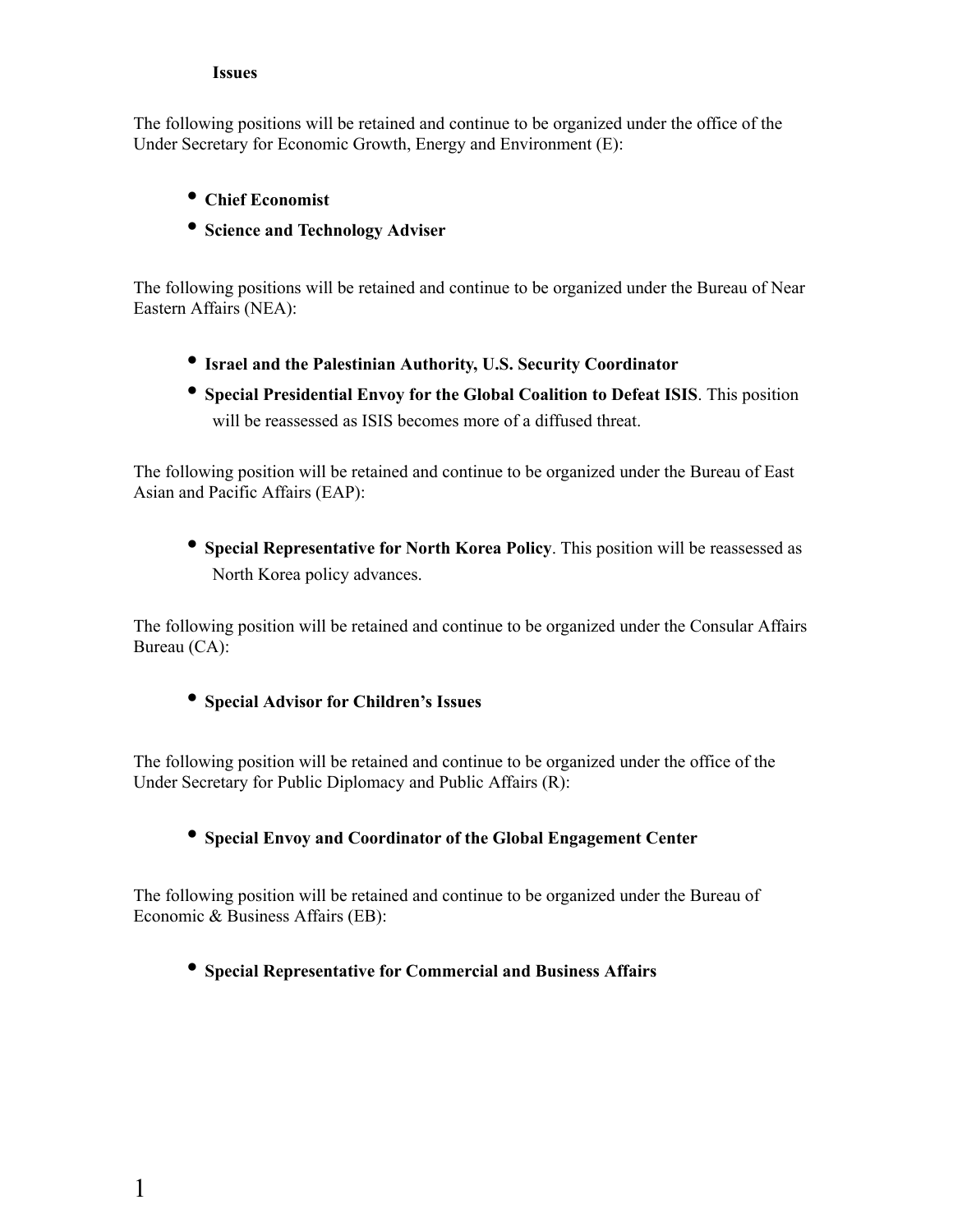**Issues**

The following positions will be retained and continue to be organized under the office of the Under Secretary for Economic Growth, Energy and Environment (E):

- **Chief Economist**
- **Science and Technology Adviser**

The following positions will be retained and continue to be organized under the Bureau of Near Eastern Affairs (NEA):

- **Israel and the Palestinian Authority, U.S. Security Coordinator**
- **Special Presidential Envoy for the Global Coalition to Defeat ISIS**. This position will be reassessed as ISIS becomes more of a diffused threat.

The following position will be retained and continue to be organized under the Bureau of East Asian and Pacific Affairs (EAP):

- **Special Representative for North Korea Policy**. This position will be reassessed as North Korea policy advances.

The following position will be retained and continue to be organized under the Consular Affairs Bureau (CA):

- **Special Advisor for Children's Issues**

The following position will be retained and continue to be organized under the office of the Under Secretary for Public Diplomacy and Public Affairs (R):

- **Special Envoy and Coordinator of the Global Engagement Center**

The following position will be retained and continue to be organized under the Bureau of Economic & Business Affairs (EB):

- **Special Representative for Commercial and Business Affairs**